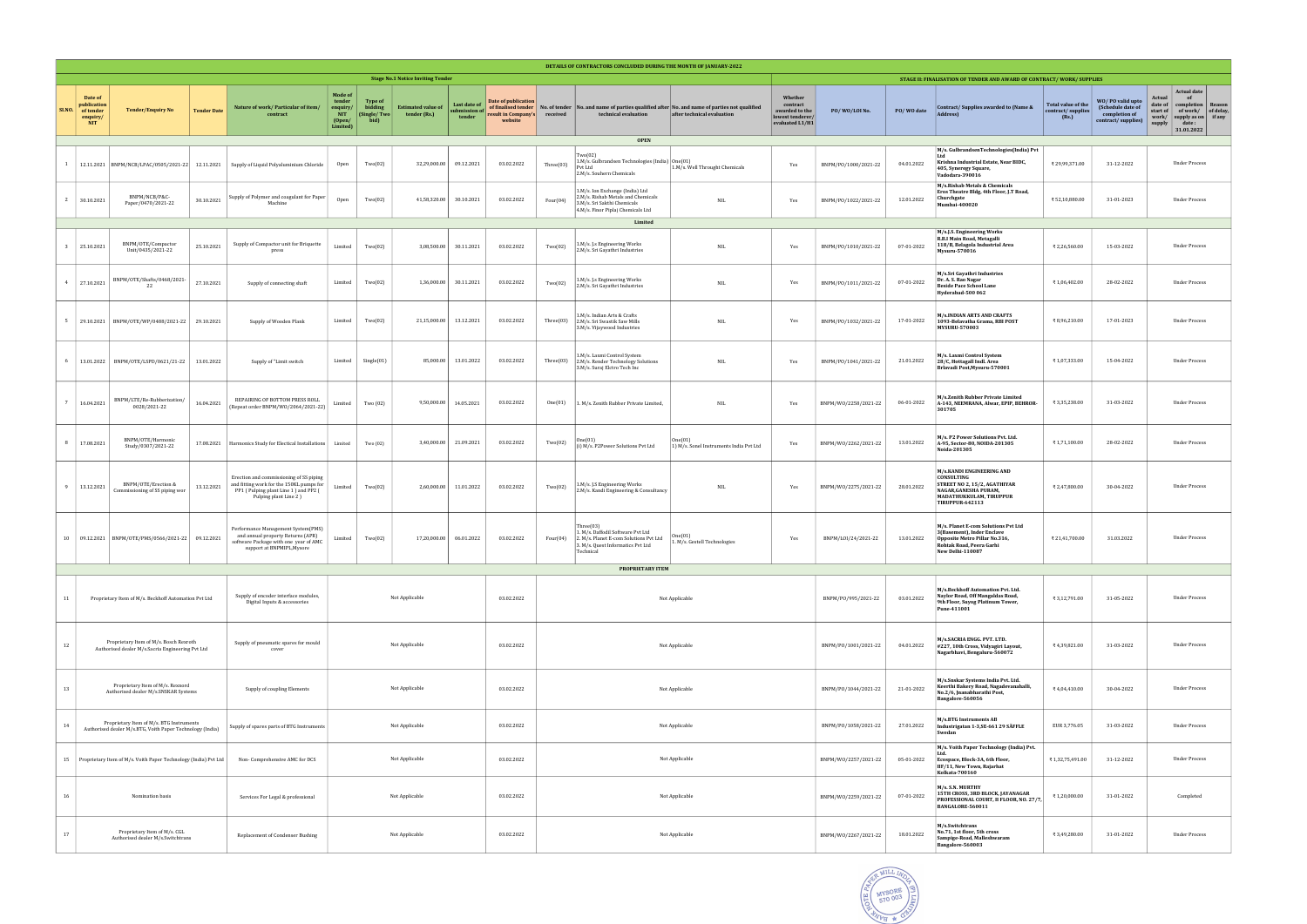# DETAILS OF CONTRACTORS CONCLUDED DURING THE MONTH OF JANUARY-2022

| Stage No.1 Notice Inviting Tender | | | | | | | | | | | | | | STAGE II: FINALISATION OF TENDER AND AWARD OF CONTRACT/ WORK/ SUPPLIES | | | | | | | | |
|---|---|---|---|---|---|---|---|---|---|---|---|---|---|---|---|---|---|---|---|---|---|---|
| Sl.NO. | Date of publication of tender enquiry/ NIT | Tender/Enquiry No | Tender Date | Nature of work/ Particular of item/ contract | Mode of tender enquiry/ NIT (Open/ Limited) | Type of bidding (Single/ Two bid) | Estimated value of tender (Rs.) | Last date of submission of tender | Date of publication of finalized tender result in Company's website | No. of tender received | No. and name of parties qualified after technical evaluation | No. and name of parties not qualified after technical evaluation | Whether contract awarded to the lowest tenderer/ evaluated L1/H1 | PO/ WO/LOI No. | PO/ WO date | Contract/ Supplies awarded to (Name & Address) | Total value of the contract/ supplies (Rs.) | WO/ PO valid upto (Schedule date of completion of contract/ supplies) | Actual date of start of work/ supply | Actual date of completion of work/ supply as on date : 31.01.2022 | Reason of delay, if any |
| **OPEN** | | | | | | | | | | | | | | | | | | | | | |
| 1 | 12.11.2021 | BNPM/NCB/LPAC/0505/2021-22 | 12.11.2021 | Supply of Liquid Polyaluminium Chloride | Open | Two(02) | 32,29,000.00 | 09.12.2021 | 03.02.2022 | Three(03) | Two(02) 1.M/s. Gulbrandsen Technologies (India) Pvt Ltd 2.M/s. Southern Chemicals | One(01) 1.M/s. Well Throught Chemicals | Yes | BNPM/PO/1000/2021-22 | 04.01.2022 | M/s. GulbrandsenTechnologies(India) Pvt Ltd Krishna Industrial Estate, Near BIDC, 405, Synerogy Square, Vadodara-390016 | ₹ 29,99,371.00 | 31-12-2022 | Under Process | | |
| 2 | 30.10.2021 | BNPM/NCB/P&C-Paper/0470/2021-22 | 30.10.2021 | Supply of Polymer and coagulant for Paper Machine | Open | Two(02) | 41,58,320.00 | 30.10.2021 | 03.02.2022 | Four(04) | 1.M/s. Ion Exchange (India) Ltd 2.M/s. Rishab Metals and Chemicals 3.M/s. Sri Sakthi Chemicals 4.M/s. Finor Piplaj Chemicals Ltd | NIL | Yes | BNPM/PO/1022/2021-22 | 12.01.2022 | M/s.Rishab Metals & Chemicals Eros Theatre Bldg, 4th Floor, J.T Road, Churchgate Mumbai-400020 | ₹ 52,10,880.00 | 31-01-2023 | Under Process | | |
| **Limited** | | | | | | | | | | | | | | | | | | | | | |
| 3 | 25.10.2021 | BNPM/OTE/Compactor Unit/0435/2021-22 | 25.10.2021 | Supply of Compactor unit for Briquette press | Limited | Two(02) | 3,08,500.00 | 30.11.2021 | 03.02.2022 | Two(02) | 1.M/s. Js Engineering Works 2.M/s. Sri Gayathri Industries | NIL | Yes | BNPM/PO/1010/2021-22 | 07-01-2022 | M/s.J.S. Engineering Works R.B.I Main Road, Metagalli 118/B, Belagola Industrial Area Mysuru-570016 | ₹ 2,26,560.00 | 15-03-2022 | Under Process | | |
| 4 | 27.10.2021 | BNPM/OTE/Shafts/0468/2021-22 | 27.10.2021 | Supply of connecting shaft | Limited | Two(02) | 1,36,000.00 | 30.11.2021 | 03.02.2022 | Two(02) | 1.M/s. Js Engineering Works 2.M/s. Sri Gayathri Industries | NIL | Yes | BNPM/PO/1011/2021-22 | 07-01-2022 | M/s.Sri Gayathri Industries Dr. A. S. Rao Nagar Beside Pace School Lane Hyderabad-500 062 | ₹ 1,06,402.00 | 28-02-2022 | Under Process | | |
| 5 | 29.10.2021 | BNPM/OTE/WP/0488/2021-22 | 29.10.2021 | Supply of Wooden Plank | Limited | Two(02) | 21,15,000.00 | 13.12.2021 | 03.02.2022 | Three(03) | 1.M/s. Indian Arts & Crafts 2.M/s. Sri Swastik Saw Mills 3.M/s. Vijaywood Industries | NIL | Yes | BNPM/PO/1032/2021-22 | 17-01-2022 | M/s.INDIAN ARTS AND CRAFTS 1093-Belavatha Grama, RBI POST MYSURU-570003 | ₹ 8,96,210.00 | 17-01-2023 | Under Process | | |
| 6 | 13.01.2022 | BNPM/OTE/LSPD/0621/21-22 | 13.01.2022 | Supply of "Limit switch | Limited | Single(01) | 85,000.00 | 13.01.2022 | 03.02.2022 | Three(03) | 1.M/s. Laxmi Control System 2.M/s. Render Technology Solutions 3.M/s. Suraj Elctro Tech Inc | NIL | Yes | BNPM/PO/1041/2021-22 | 21.01.2022 | M/s. Laxmi Control System 28/C, Hotagall Indl. Area Bxlavadi Post,Mysuru-570001 | ₹ 1,07,333.00 | 15-04-2022 | Under Process | | |
| 7 | 16.04.2021 | BNPM/LTE/Re-Rubberization/0028/2021-22 | 16.04.2021 | REPAIRING OF BOTTOM PRESS ROLL (Repeat order BNPM/WO/2064/2021-22) | Limited | Two (02) | 9,50,000.00 | 14.05.2021 | 03.02.2022 | One(01) | 1. M/s. Zenith Rubber Private Limited, | NIL | Yes | BNPM/WO/2258/2021-22 | 06-01-2022 | M/s.Zenith Rubber Private Limited A-143, NEEMRANA, Alwar, EPIP, BEHROR-301705 | ₹ 3,35,238.00 | 31-03-2022 | Under Process | | |
| 8 | 17.08.2021 | BNPM/OTE/Harmonic Study/0307/2021-22 | 17.08.2021 | Harmonics Study for Electical Installations | Limited | Two (02) | 3,40,000.00 | 21.09.2021 | 03.02.2022 | Two(02) | One(01) (i) M/s. P2Power Solutions Pvt Ltd | One(01) 1) M/s. Sonel Instruments India Pvt Ltd | Yes | BNPM/WO/2262/2021-22 | 13.01.2022 | M/s. P2 Power Solutions Pvt. Ltd. A-95, Sector-80, NOIDA-201305 Noida-201305 | ₹ 1,71,100.00 | 28-02-2022 | Under Process | | |
| 9 | 13.12.2021 | BNPM/OTE/Erection & Commissioning of SS piping wor | 13.12.2021 | Erection and commissioning of SS piping and fitting work for the 150KL pumps for PP1 ( Pulping plant Line 1 ) and PP2 ( Pulping plant Line 2 ) | Limited | Two(02) | 2,60,000.00 | 11.01.2022 | 03.02.2022 | Two(02) | 1.M/s. J.S Engineering Works 2.M/s. Kandi Engineering & Consultancy | NIL | Yes | BNPM/WO/2275/2021-22 | 28.01.2022 | M/s.KANDI ENGINEERING AND CONSULTING STREET NO 2, 15/2, AGATHIYAR NAGAR,GANESHA PURAM, MADATHUKKULAM, TIRUPPUR TIRUPPUR-642113 | ₹ 2,47,800.00 | 30-04-2022 | Under Process | | |
| 10 | 09.12.2021 | BNPM/OTE/PMS/0566/2021-22 | 09.12.2021 | Performance Management System(PMS) and annual property Returns (APR) software Package with one year of AMC support at BNPMIPL,Mysore | Limited | Two(02) | 17,20,000.00 | 06.01.2022 | 03.02.2022 | Four(04) | Three(03) 1. M/s. Daffodil Software Pvt Ltd 2. M/s. Planet E-com Solutions Pvt Ltd 3. M/s. Quest Informatics Pvt Ltd Technical | One(01) 1. M/s. Gestell Technologies | Yes | BNPM/LOI/24/2021-22 | 13.01.2022 | M/s. Planet E-com Solutions Pvt Ltd 3(Basement), Inder Enclave Opposite Metro Pillar No.316, Rohtak Road, Peera Garhi New Delhi-110087 | ₹ 21,41,700.00 | 31.03.2022 | Under Process | | |
| **PROPRIETARY ITEM** | | | | | | | | | | | | | | | | | | | | | |
| 11 | Proprietary Item of M/s. Beckhoff Automation Pvt Ltd | | | Supply of encoder interface modules, Digital Inputs & accessories | Not Applicable | | | | 03.02.2022 | Not Applicable | | | | BNPM/PO/995/2021-22 | 03.01.2022 | M/s.Beckhoff Automation Pvt. Ltd. Naylor Road, Off Mangaldas Road, 9th Floor, Sayog Platinum Tower, Pune-411001 | ₹ 3,12,791.00 | 31-05-2022 | Under Process | | |
| 12 | Proprietary Item of M/s. Bosch Rexroth Authorised dealer M/s.Sacria Engineering Pvt Ltd | | | Supply of pneumatic spares for mould cover | Not Applicable | | | | 03.02.2022 | Not Applicable | | | | BNPM/PO/1001/2021-22 | 04.01.2022 | M/s.SACRIA ENGG. PVT. LTD. #227, 10th Cross, Vidyagiri Layout, Nagarbhavi, Bengaluru-560072 | ₹ 4,39,821.00 | 31-03-2022 | Under Process | | |
| 13 | Proprietary Item of M/s. Rexnord Authorised dealer M/s.SNSKAR Systems | | | Supply of coupling Elements | Not Applicable | | | | 03.02.2022 | Not Applicable | | | | BNPM/PO/1044/2021-22 | 21-01-2022 | M/s.Snskar Systems India Pvt. Ltd. Keerthi Bakery Road, Nagadevanahalli, No.2/6, Jnanabharathi Post, Bangalore-560056 | ₹ 4,04,410.00 | 30-04-2022 | Under Process | | |
| 14 | Proprietary Item of M/s. BTG Instruments Authorised dealer M/s.BTG, Voith Paper Technology (India) | | | Supply of spares parts of BTG Instruments | Not Applicable | | | | 03.02.2022 | Not Applicable | | | | BNPM/PO/1058/2021-22 | 27.01.2022 | M/s.BTG Instruments AB Industrigatan 1-3,SE-661 29 SÄFFLE Swedan | EUR 3,776.05 | 31-03-2022 | Under Process | | |
| 15 | Proprietary Item of M/s. Voith Paper Technology (India) Pvt Ltd | | | Non- Comprehensive AMC for DCS | Not Applicable | | | | 03.02.2022 | Not Applicable | | | | BNPM/WO/2257/2021-22 | 05-01-2022 | M/s. Voith Paper Technology (India) Pvt. Ltd. Ecospace, Block-3A, 6th Floor, IIF/11, New Town, Rajarhat Kolkata-700160 | ₹ 1,32,75,491.00 | 31-12-2022 | Under Process | | |
| 16 | Nomination basis | | | Services For Legal & professional | Not Applicable | | | | 03.02.2022 | Not Applicable | | | | BNPM/WO/2259/2021-22 | 07-01-2022 | M/s. S.N. MURTHY 15TH CROSS, 3RD BLOCK, JAYANAGAR PROFESSIONAL COURT, II FLOOR, NO. 27/7, BANGALORE-560011 | ₹ 1,20,000.00 | 31-01-2022 | Completed | | |
| 17 | Proprietary Item of M/s. CGL Authorised dealer M/s.Switchtrans | | | Replacement of Condenser Bushing | Not Applicable | | | | 03.02.2022 | Not Applicable | | | | BNPM/WO/2267/2021-22 | 18.01.2022 | M/s.Switchtrans No.71, 1st floor, 5th cross Sampige-Road, Malleshwaram Bangalore-560003 | ₹ 3,49,280.00 | 31-01-2022 | Under Process | | |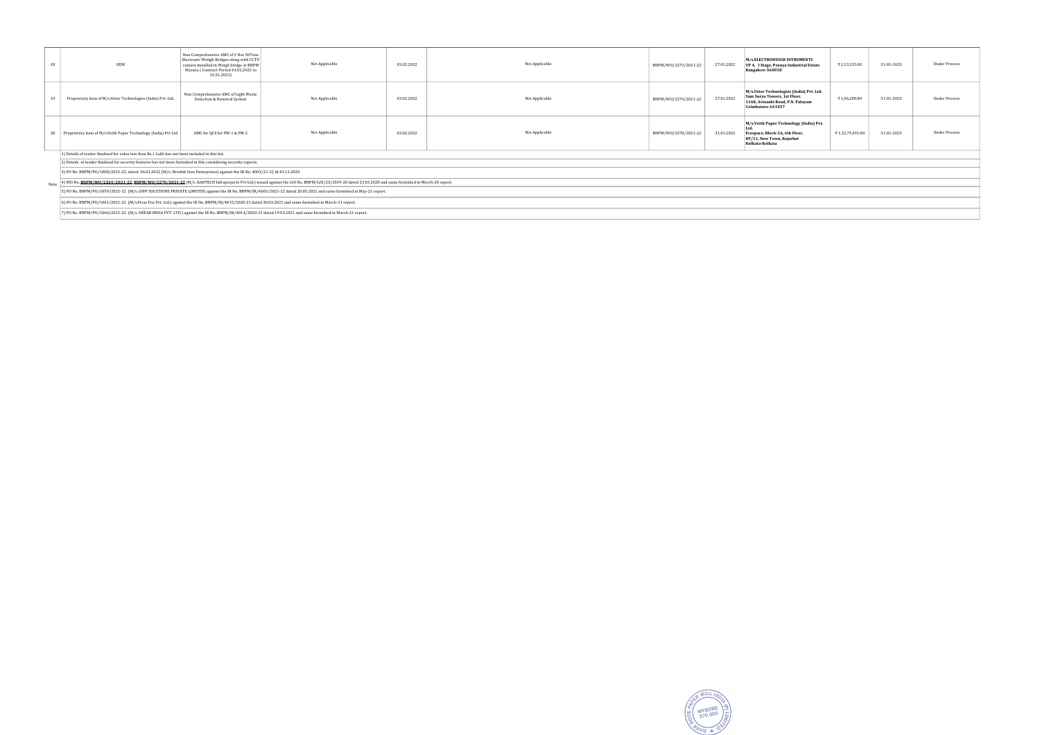| | | | | | | | | | | | |
|---|---|---|---|---|---|---|---|---|---|---|---|
| 18 | OEM | Non Comprehensive AMC of 2 Nos 50Tons Electronic Weigh Bridges along with CCTV camera installed in Weigh bridge at BNPM Mysuru ( Contract Period 01.02.2022 to 31.01.2023) | Not Applicable | 03.02.2022 | Not Applicable | BNPM/WO/2273/2021-22 | 27.01.2022 | **M/s.ELECTROWEIGH INTRUMENTS VP 4, I Stage, Peenya Industrial Estate Bangalore-560058** | ₹ 1,13,315.00 | 31-01-2023 | Under Process |
| 19 | Proprietary item of M/s.Uster Technologies (India) Pvt. Ltd. | Non Comprehensive AMC of Light Waste Detection & Removal System | Not Applicable | 03.02.2022 | Not Applicable | BNPM/WO/2274/2021-22 | 27.01.2022 | **M/s.Uster Technologies (India) Pvt. Ltd. Sam Surya Towers, 1st Floor, 1168, Avinashi Road, P.N. Palayam Coimbatore-641037** | ₹ 1,06,200.00 | 31-01-2023 | Under Process |
| 20 | Proprietary item of M/s.Voith Paper Technology (India) Pvt Ltd | AMC for QCS for PM-1 & PM-2 | Not Applicable | 03.02.2022 | Not Applicable | BNPM/WO/2278/2021-22 | 31.01.2022 | **M/s.Voith Paper Technology (India) Pvt. Ltd. Ecospace, Block-3A, 6th Floor, IIF/11, New Town, Rajarhat Kolkata-Kolkata** | ₹ 1,32,75,491.00 | 31-01-2023 | Under Process |

Note

1) Details of tender finalized for value less than Rs.1 Lakh has not been included in this list.

2) Details of tender finalized for security features has not been furnished in this considering security aspects.

3) PO No. BNPM/PO/1008/2021-22, dated: 06.01.2022 (M/s. Hruthik Sree Enterprises) against the IR No. 4003/21-22 dt 01.12.2020

4) WO No. **BNPM/WO/2265/2021-22**, **BNPM/WO/2270/2021-22** (M/s. KADTECH Infraprojects Pvt Ltd.) issued against the LOI No. BNPM/LOI/23/2019-20 dated 23.03.2020 and same furnished in March-20 report.

5) PO No. BNPM/PO/1059/2021-22 (M/s. GWP SOLUTIONS PRIVATE LIMITED) against the IR No. BNPM/IR/4003/2021-22 dated 20.05.2021 and same furnished in May-21 report.

6) PO No. BNPM/PO/1061/2021-22 (M/s.Ficus Pax Pvt. Ltd.) against the IR No. BNPM/IR/4035/2020-21 dated 30.03.2021 and same furnished in March-21 report.

7) PO No. BNPM/PO/1060/2021-22 (M/s. NEFAB INDIA PVT. LTD.) against the IR No. BNPM/IR/4014/2020-21 dated 19.03.2021 and same furnished in March-21 report.